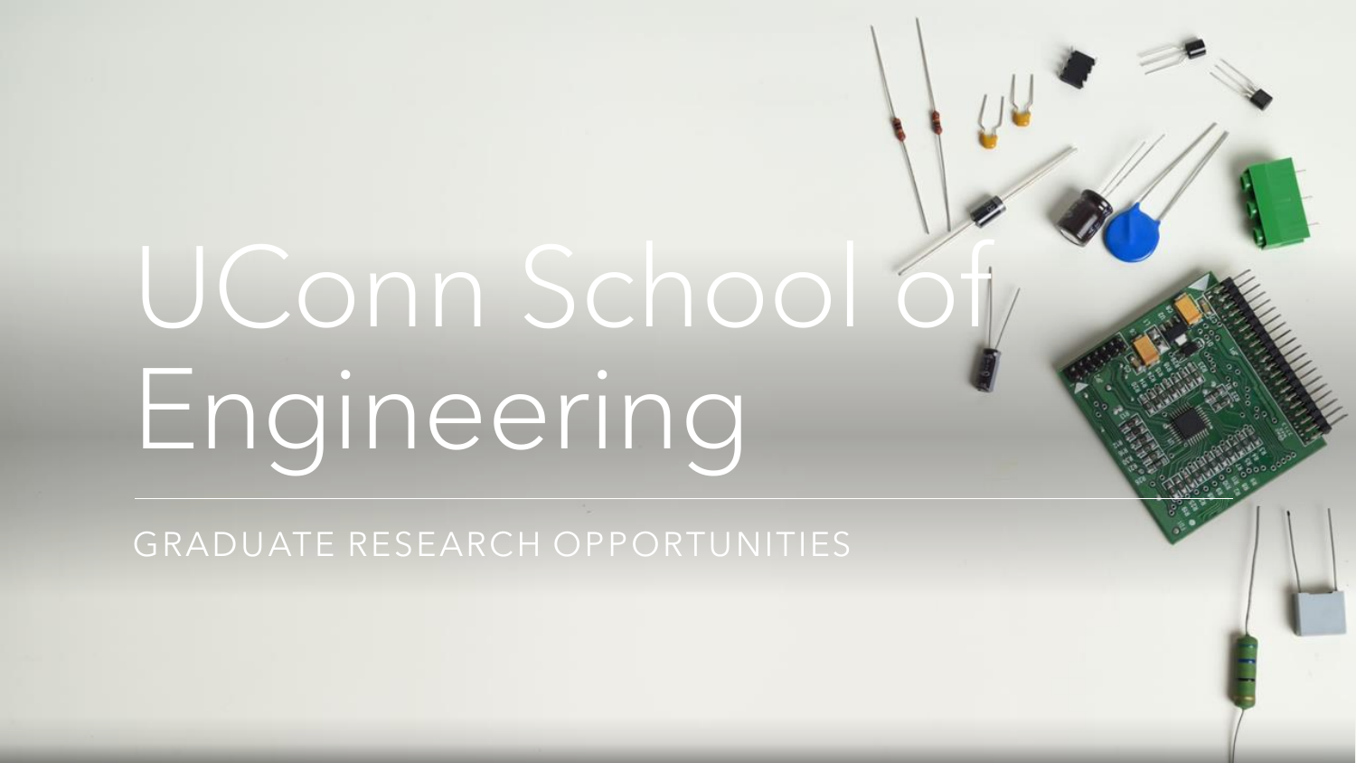# UConn School of Engineering

GRADUATE RESEARCH OPPORTUNITIES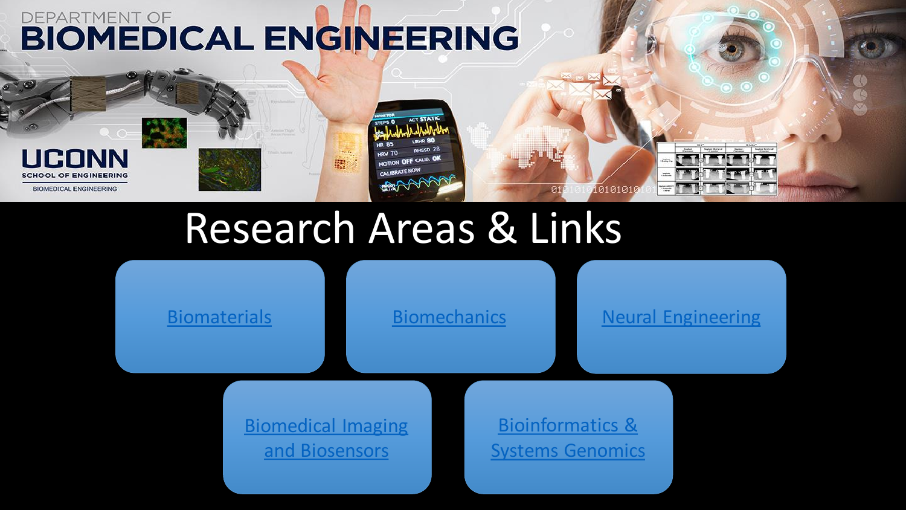DEPARTMENT OF
# BIOMEDICAL ENGINEERING

UCONN SCHOOL OF ENGINEERING
BIOMEDICAL ENGINEERING

## Research Areas & Links

- Biomaterials
- Biomechanics
- Neural Engineering
- Biomedical Imaging and Biosensors
- Bioinformatics & Systems Genomics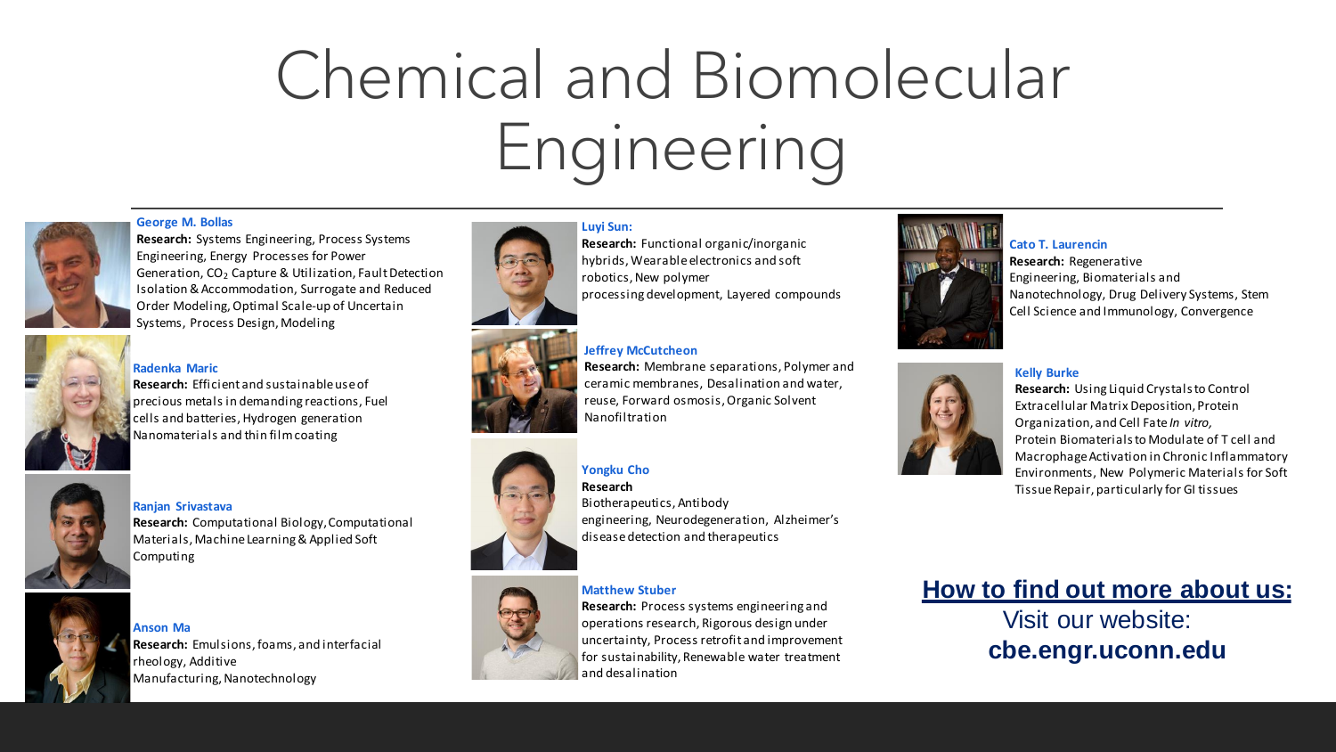# Chemical and Biomolecular Engineering

**George M. Bollas**
**Research:** Systems Engineering, Process Systems Engineering, Energy Processes for Power Generation, $CO_2$ Capture & Utilization, Fault Detection Isolation & Accommodation, Surrogate and Reduced Order Modeling, Optimal Scale-up of Uncertain Systems, Process Design, Modeling

**Radenka Maric**
**Research:** Efficient and sustainable use of precious metals in demanding reactions, Fuel cells and batteries, Hydrogen generation Nanomaterials and thin film coating

**Ranjan Srivastava**
**Research:** Computational Biology, Computational Materials, Machine Learning & Applied Soft Computing

**Anson Ma**
**Research:** Emulsions, foams, and interfacial rheology, Additive Manufacturing, Nanotechnology

**Luyi Sun:**
**Research:** Functional organic/inorganic hybrids, Wearable electronics and soft robotics, New polymer processing development, Layered compounds

**Jeffrey McCutcheon**
**Research:** Membrane separations, Polymer and ceramic membranes, Desalination and water, reuse, Forward osmosis, Organic Solvent Nanofiltration

**Yongku Cho**
**Research**
Biotherapeutics, Antibody engineering, Neurodegeneration, Alzheimer's disease detection and therapeutics

**Matthew Stuber**
**Research:** Process systems engineering and operations research, Rigorous design under uncertainty, Process retrofit and improvement for sustainability, Renewable water treatment and desalination

**Cato T. Laurencin**
**Research:** Regenerative Engineering, Biomaterials and Nanotechnology, Drug Delivery Systems, Stem Cell Science and Immunology, Convergence

**Kelly Burke**
**Research:** Using Liquid Crystals to Control Extracellular Matrix Deposition, Protein Organization, and Cell Fate *In vitro,* Protein Biomaterials to Modulate of T cell and Macrophage Activation in Chronic Inflammatory Environments, New Polymeric Materials for Soft Tissue Repair, particularly for GI tissues

**How to find out more about us:**
Visit our website:
**cbe.engr.uconn.edu**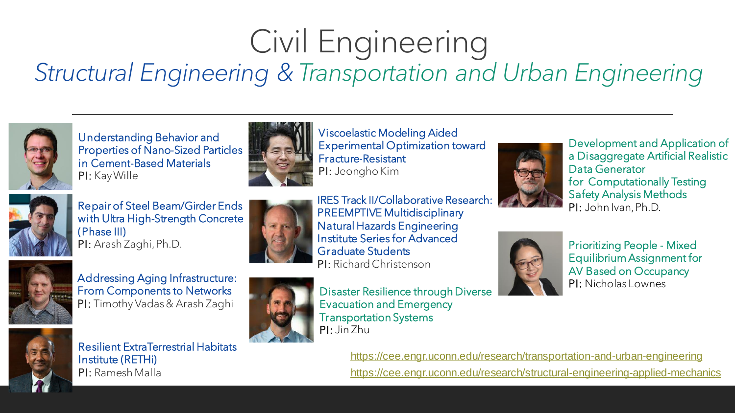# Civil Engineering

## *Structural Engineering & Transportation and Urban Engineering*

Understanding Behavior and Properties of Nano-Sized Particles in Cement-Based Materials
PI: Kay Wille

Repair of Steel Beam/Girder Ends with Ultra High-Strength Concrete (Phase III)
PI: Arash Zaghi, Ph.D.

Addressing Aging Infrastructure: From Components to Networks
PI: Timothy Vadas & Arash Zaghi

Resilient ExtraTerrestrial Habitats Institute (RETHi)
PI: Ramesh Malla

Viscoelastic Modeling Aided Experimental Optimization toward Fracture-Resistant
PI: Jeongho Kim

IRES Track II/Collaborative Research: PREEMPTIVE Multidisciplinary Natural Hazards Engineering Institute Series for Advanced Graduate Students
PI: Richard Christenson

Disaster Resilience through Diverse Evacuation and Emergency Transportation Systems
PI: Jin Zhu

Development and Application of a Disaggregate Artificial Realistic Data Generator for Computationally Testing Safety Analysis Methods
PI: John Ivan, Ph.D.

Prioritizing People - Mixed Equilibrium Assignment for AV Based on Occupancy
PI: Nicholas Lownes

https://cee.engr.uconn.edu/research/transportation-and-urban-engineering
https://cee.engr.uconn.edu/research/structural-engineering-applied-mechanics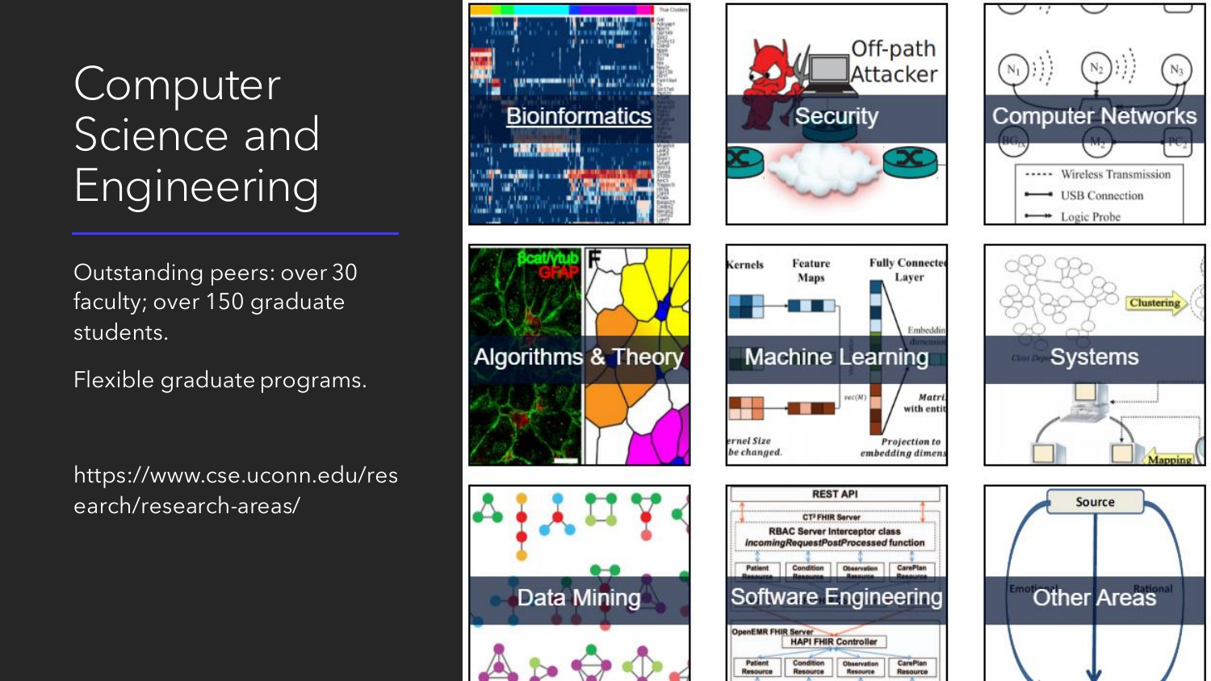# Computer Science and Engineering

Outstanding peers: over 30 faculty; over 150 graduate students.

Flexible graduate programs.

https://www.cse.uconn.edu/research/research-areas/

Bioinformatics

Security

Computer Networks

Algorithms & Theory

Machine Learning

Systems

Data Mining

Software Engineering

Other Areas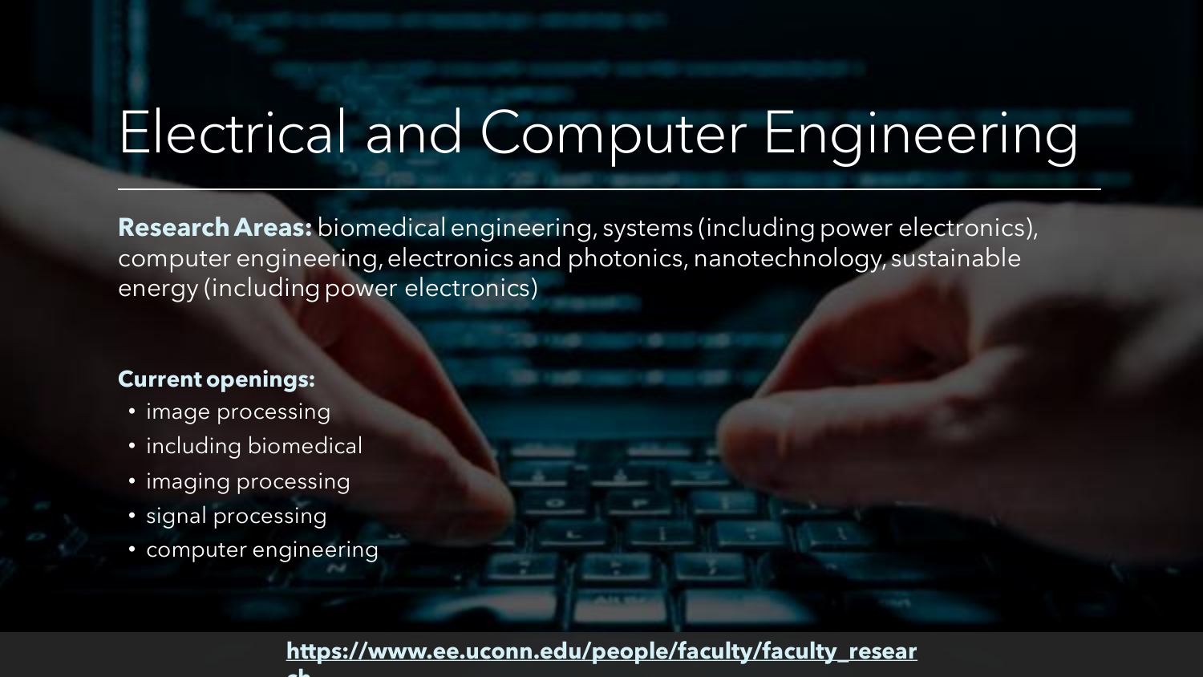# Electrical and Computer Engineering

**Research Areas:** biomedical engineering, systems (including power electronics), computer engineering, electronics and photonics, nanotechnology, sustainable energy (including power electronics)

**Current openings:**

- image processing
- including biomedical
- imaging processing
- signal processing
- computer engineering

**https://www.ee.uconn.edu/people/faculty/faculty_research**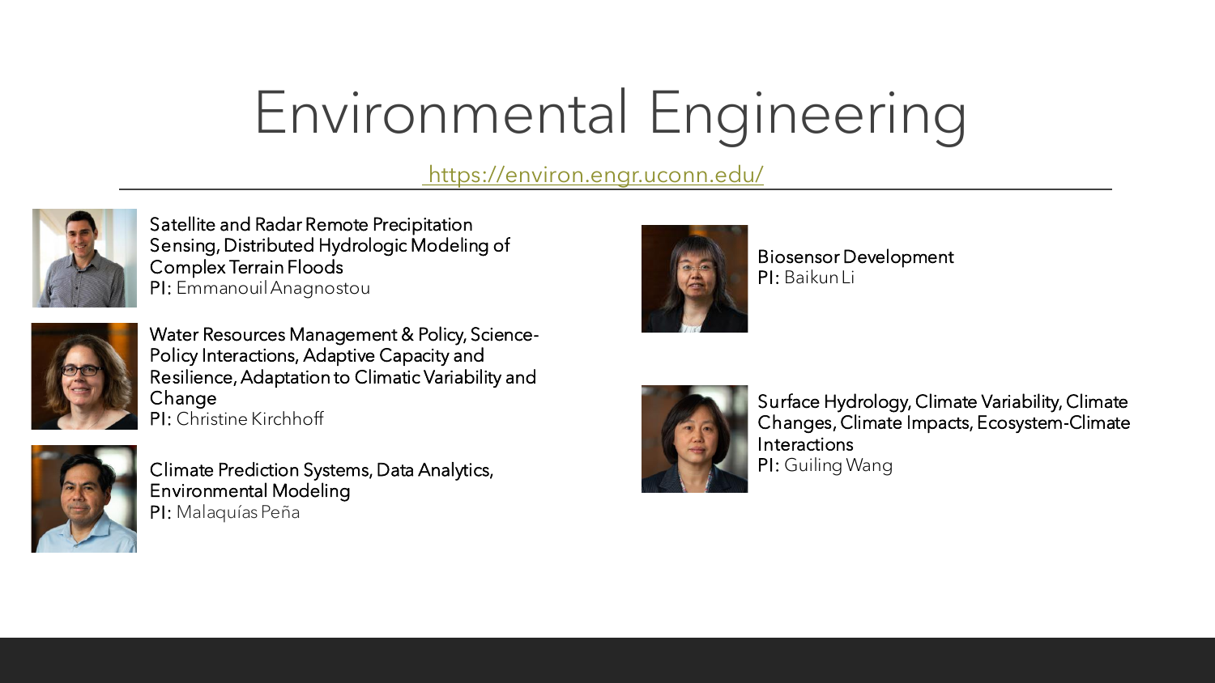# Environmental Engineering

https://environ.engr.uconn.edu/

Satellite and Radar Remote Precipitation Sensing, Distributed Hydrologic Modeling of Complex Terrain Floods
PI: Emmanouil Anagnostou

Water Resources Management & Policy, Science-Policy Interactions, Adaptive Capacity and Resilience, Adaptation to Climatic Variability and Change
PI: Christine Kirchhoff

Climate Prediction Systems, Data Analytics, Environmental Modeling
PI: Malaquías Peña

Biosensor Development
PI: Baikun Li

Surface Hydrology, Climate Variability, Climate Changes, Climate Impacts, Ecosystem-Climate Interactions
PI: Guiling Wang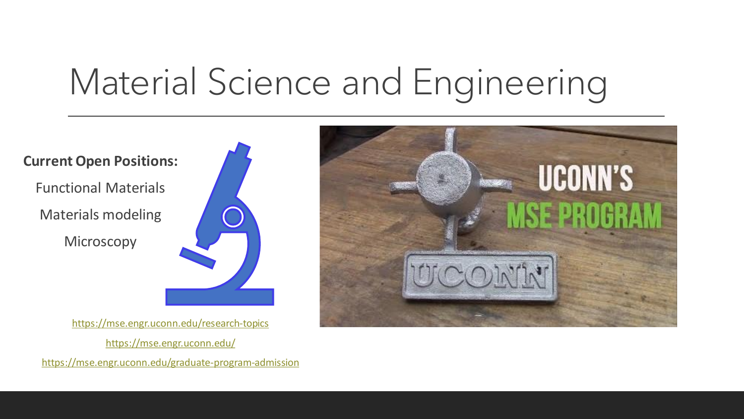# Material Science and Engineering

**Current Open Positions:**

Functional Materials

Materials modeling

Microscopy

https://mse.engr.uconn.edu/research-topics

https://mse.engr.uconn.edu/

https://mse.engr.uconn.edu/graduate-program-admission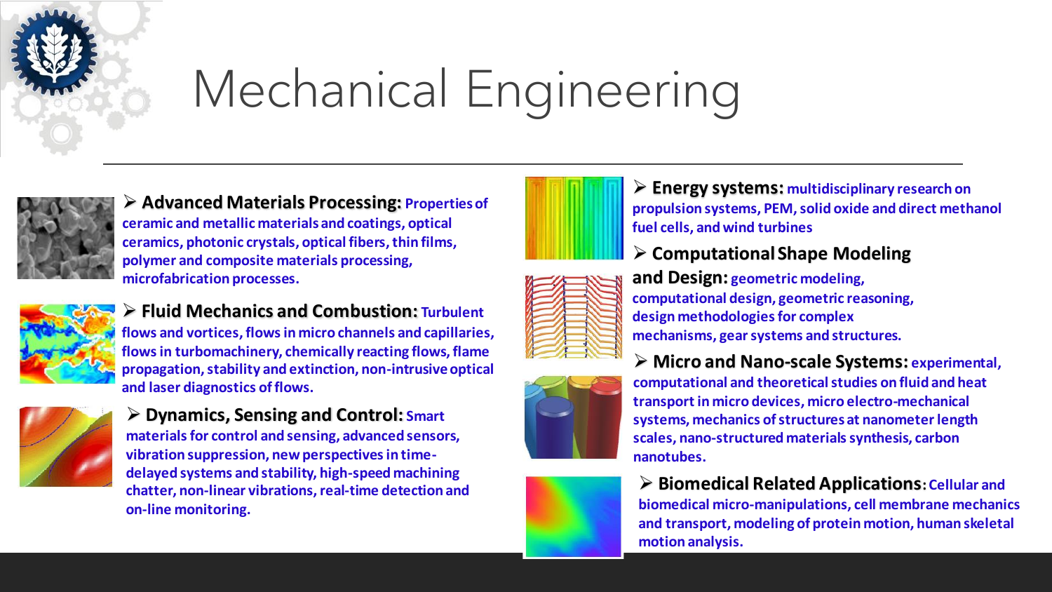# Mechanical Engineering

- **Advanced Materials Processing:** Properties of ceramic and metallic materials and coatings, optical ceramics, photonic crystals, optical fibers, thin films, polymer and composite materials processing, microfabrication processes.
- **Fluid Mechanics and Combustion:** Turbulent flows and vortices, flows in micro channels and capillaries, flows in turbomachinery, chemically reacting flows, flame propagation, stability and extinction, non-intrusive optical and laser diagnostics of flows.
- **Dynamics, Sensing and Control:** Smart materials for control and sensing, advanced sensors, vibration suppression, new perspectives in time-delayed systems and stability, high-speed machining chatter, non-linear vibrations, real-time detection and on-line monitoring.
- **Energy systems:** multidisciplinary research on propulsion systems, PEM, solid oxide and direct methanol fuel cells, and wind turbines
- **Computational Shape Modeling and Design:** geometric modeling, computational design, geometric reasoning, design methodologies for complex mechanisms, gear systems and structures.
- **Micro and Nano-scale Systems:** experimental, computational and theoretical studies on fluid and heat transport in micro devices, micro electro-mechanical systems, mechanics of structures at nanometer length scales, nano-structured materials synthesis, carbon nanotubes.
- **Biomedical Related Applications:** Cellular and biomedical micro-manipulations, cell membrane mechanics and transport, modeling of protein motion, human skeletal motion analysis.